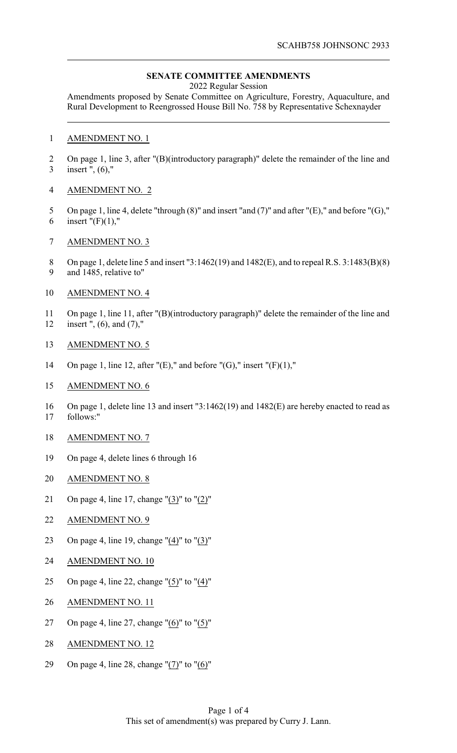SCAHB758 JOHNSONC 2933

**SENATE COMMITTEE AMENDMENTS**

2022 Regular Session

Amendments proposed by Senate Committee on Agriculture, Forestry, Aquaculture, and Rural Development to Reengrossed House Bill No. 758 by Representative Schexnayder

AMENDMENT NO. 1

On page 1, line 3, after "(B)(introductory paragraph)" delete the remainder of the line and insert ", (6),"

AMENDMENT NO. 2

On page 1, line 4, delete "through (8)" and insert "and (7)" and after "(E)," and before "(G)," insert "(F)(1),"

AMENDMENT NO. 3

On page 1, delete line 5 and insert "3:1462(19) and 1482(E), and to repeal R.S. 3:1483(B)(8) and 1485, relative to"

AMENDMENT NO. 4

On page 1, line 11, after "(B)(introductory paragraph)" delete the remainder of the line and insert ", (6), and (7),"

AMENDMENT NO. 5

On page 1, line 12, after "(E)," and before "(G)," insert "(F)(1),"

AMENDMENT NO. 6

On page 1, delete line 13 and insert "3:1462(19) and 1482(E) are hereby enacted to read as follows:"

AMENDMENT NO. 7

On page 4, delete lines 6 through 16

AMENDMENT NO. 8

On page 4, line 17, change "(3)" to "(2)"

AMENDMENT NO. 9

On page 4, line 19, change "(4)" to "(3)"

AMENDMENT NO. 10

On page 4, line 22, change "(5)" to "(4)"

AMENDMENT NO. 11

On page 4, line 27, change "(6)" to "(5)"

AMENDMENT NO. 12

On page 4, line 28, change "(7)" to "(6)"

This set of amendment(s) was prepared by Curry J. Lann.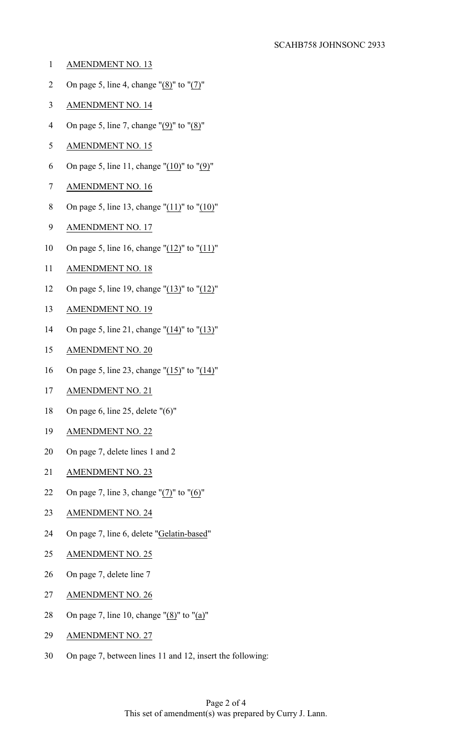AMENDMENT NO. 13

On page 5, line 4, change "(8)" to "(7)"

AMENDMENT NO. 14

On page 5, line 7, change "(9)" to "(8)"

AMENDMENT NO. 15

On page 5, line 11, change "(10)" to "(9)"

AMENDMENT NO. 16

On page 5, line 13, change "(11)" to "(10)"

AMENDMENT NO. 17

On page 5, line 16, change "(12)" to "(11)"

AMENDMENT NO. 18

On page 5, line 19, change "(13)" to "(12)"

AMENDMENT NO. 19

On page 5, line 21, change "(14)" to "(13)"

AMENDMENT NO. 20

On page 5, line 23, change "(15)" to "(14)"

AMENDMENT NO. 21

On page 6, line 25, delete "(6)"

AMENDMENT NO. 22

On page 7, delete lines 1 and 2

AMENDMENT NO. 23

On page 7, line 3, change "(7)" to "(6)"

AMENDMENT NO. 24

On page 7, line 6, delete "Gelatin-based"

AMENDMENT NO. 25

On page 7, delete line 7

AMENDMENT NO. 26

On page 7, line 10, change "(8)" to "(a)"

AMENDMENT NO. 27

On page 7, between lines 11 and 12, insert the following:

This set of amendment(s) was prepared by Curry J. Lann.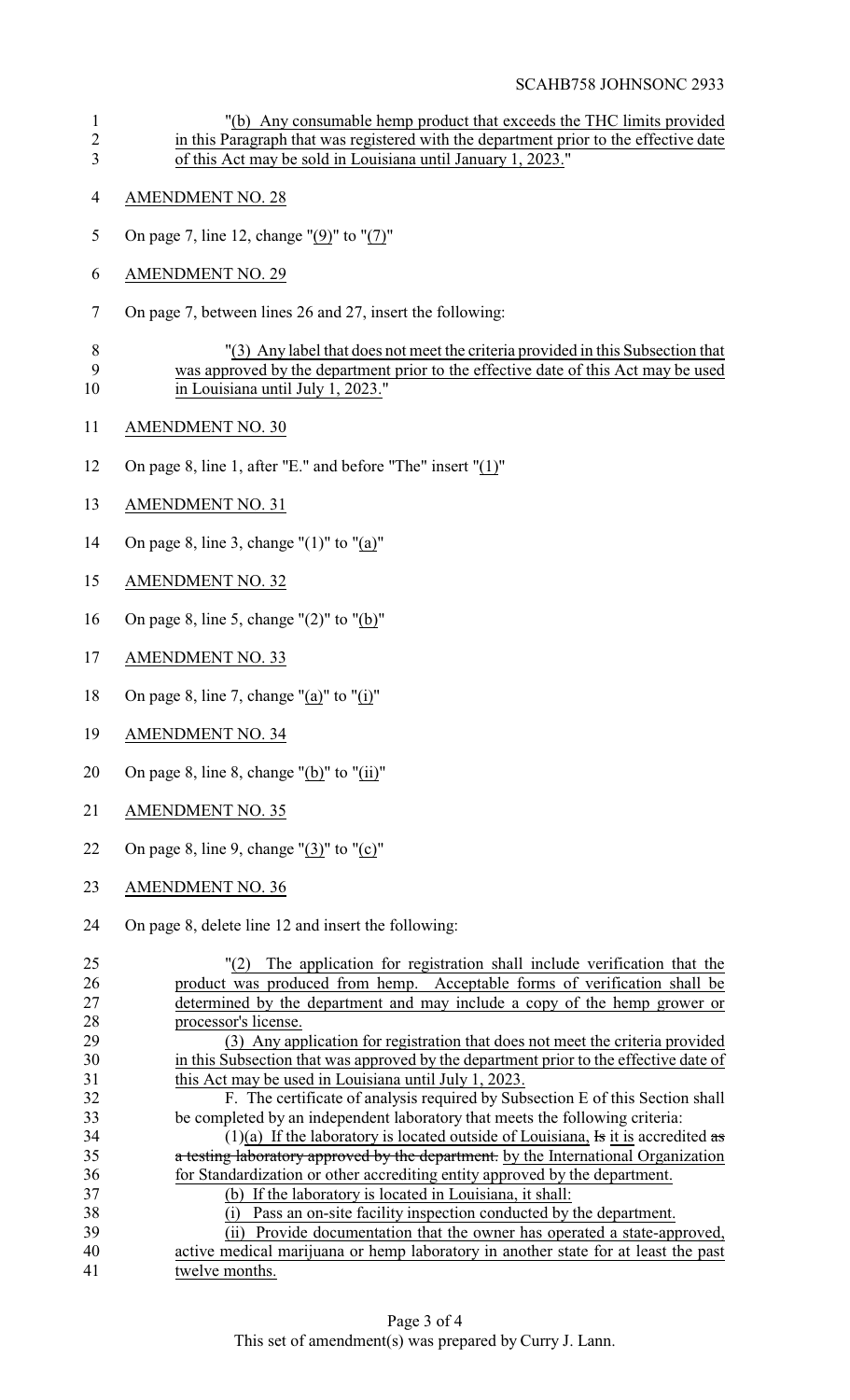"(b) Any consumable hemp product that exceeds the THC limits provided in this Paragraph that was registered with the department prior to the effective date of this Act may be sold in Louisiana until January 1, 2023."

AMENDMENT NO. 28

On page 7, line 12, change "(9)" to "(7)"

AMENDMENT NO. 29

On page 7, between lines 26 and 27, insert the following:

"(3) Any label that does not meet the criteria provided in this Subsection that was approved by the department prior to the effective date of this Act may be used in Louisiana until July 1, 2023."

AMENDMENT NO. 30

On page 8, line 1, after "E." and before "The" insert "(1)"

AMENDMENT NO. 31

On page 8, line 3, change "(1)" to "(a)"

AMENDMENT NO. 32

On page 8, line 5, change "(2)" to "(b)"

AMENDMENT NO. 33

On page 8, line 7, change "(a)" to "(i)"

AMENDMENT NO. 34

On page 8, line 8, change "(b)" to "(ii)"

AMENDMENT NO. 35

On page 8, line 9, change "(3)" to "(c)"

AMENDMENT NO. 36

On page 8, delete line 12 and insert the following:

"(2) The application for registration shall include verification that the product was produced from hemp. Acceptable forms of verification shall be determined by the department and may include a copy of the hemp grower or processor's license.

(3) Any application for registration that does not meet the criteria provided in this Subsection that was approved by the department prior to the effective date of this Act may be used in Louisiana until July 1, 2023.

F. The certificate of analysis required by Subsection E of this Section shall be completed by an independent laboratory that meets the following criteria:

(1)(a) If the laboratory is located outside of Louisiana, ~~Is~~ it is accredited ~~as a testing laboratory approved by the department.~~ by the International Organization for Standardization or other accrediting entity approved by the department.

(b) If the laboratory is located in Louisiana, it shall:

(i) Pass an on-site facility inspection conducted by the department.

(ii) Provide documentation that the owner has operated a state-approved, active medical marijuana or hemp laboratory in another state for at least the past twelve months.

This set of amendment(s) was prepared by Curry J. Lann.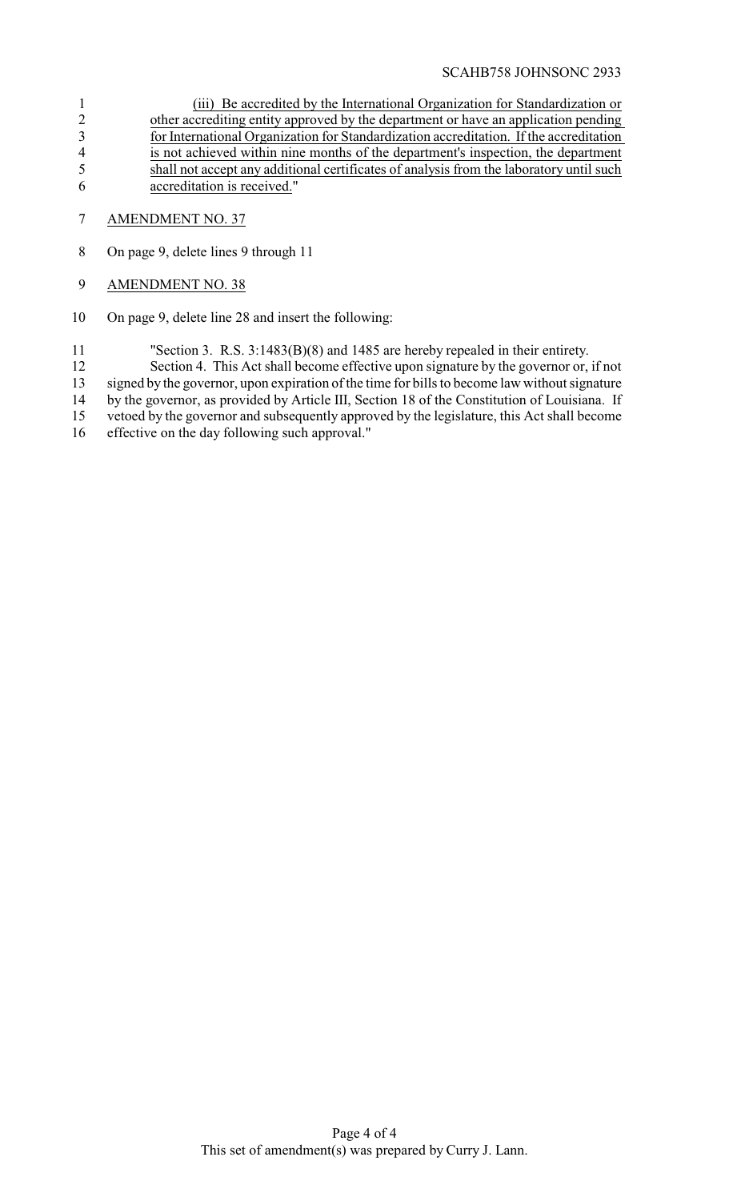(iii) Be accredited by the International Organization for Standardization or other accrediting entity approved by the department or have an application pending for International Organization for Standardization accreditation. If the accreditation is not achieved within nine months of the department's inspection, the department shall not accept any additional certificates of analysis from the laboratory until such accreditation is received."

AMENDMENT NO. 37

On page 9, delete lines 9 through 11

AMENDMENT NO. 38

On page 9, delete line 28 and insert the following:

"Section 3. R.S. 3:1483(B)(8) and 1485 are hereby repealed in their entirety.

Section 4. This Act shall become effective upon signature by the governor or, if not signed by the governor, upon expiration of the time for bills to become law without signature by the governor, as provided by Article III, Section 18 of the Constitution of Louisiana. If vetoed by the governor and subsequently approved by the legislature, this Act shall become effective on the day following such approval."

This set of amendment(s) was prepared by Curry J. Lann.